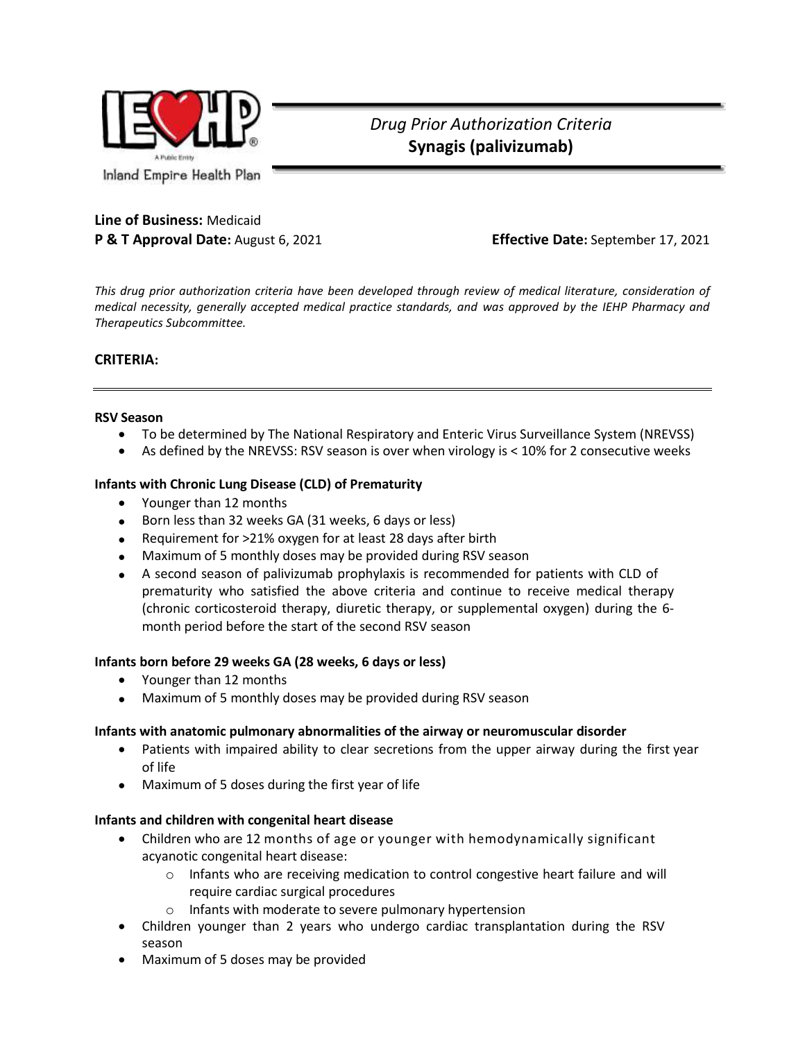Inland Empire Health Plan

*Drug Prior Authorization Criteria*
**Synagis (palivizumab)**

**Line of Business:** Medicaid
**P & T Approval Date:** August 6, 2021 **Effective Date:** September 17, 2021

*This drug prior authorization criteria have been developed through review of medical literature, consideration of medical necessity, generally accepted medical practice standards, and was approved by the IEHP Pharmacy and Therapeutics Subcommittee.*

## CRITERIA:

**RSV Season**

- To be determined by The National Respiratory and Enteric Virus Surveillance System (NREVSS)
- As defined by the NREVSS: RSV season is over when virology is < 10% for 2 consecutive weeks

**Infants with Chronic Lung Disease (CLD) of Prematurity**

- Younger than 12 months
- Born less than 32 weeks GA (31 weeks, 6 days or less)
- Requirement for >21% oxygen for at least 28 days after birth
- Maximum of 5 monthly doses may be provided during RSV season
- A second season of palivizumab prophylaxis is recommended for patients with CLD of prematurity who satisfied the above criteria and continue to receive medical therapy (chronic corticosteroid therapy, diuretic therapy, or supplemental oxygen) during the 6-month period before the start of the second RSV season

**Infants born before 29 weeks GA (28 weeks, 6 days or less)**

- Younger than 12 months
- Maximum of 5 monthly doses may be provided during RSV season

**Infants with anatomic pulmonary abnormalities of the airway or neuromuscular disorder**

- Patients with impaired ability to clear secretions from the upper airway during the first year of life
- Maximum of 5 doses during the first year of life

**Infants and children with congenital heart disease**

- Children who are 12 months of age or younger with hemodynamically significant acyanotic congenital heart disease:
  - Infants who are receiving medication to control congestive heart failure and will require cardiac surgical procedures
  - Infants with moderate to severe pulmonary hypertension
- Children younger than 2 years who undergo cardiac transplantation during the RSV season
- Maximum of 5 doses may be provided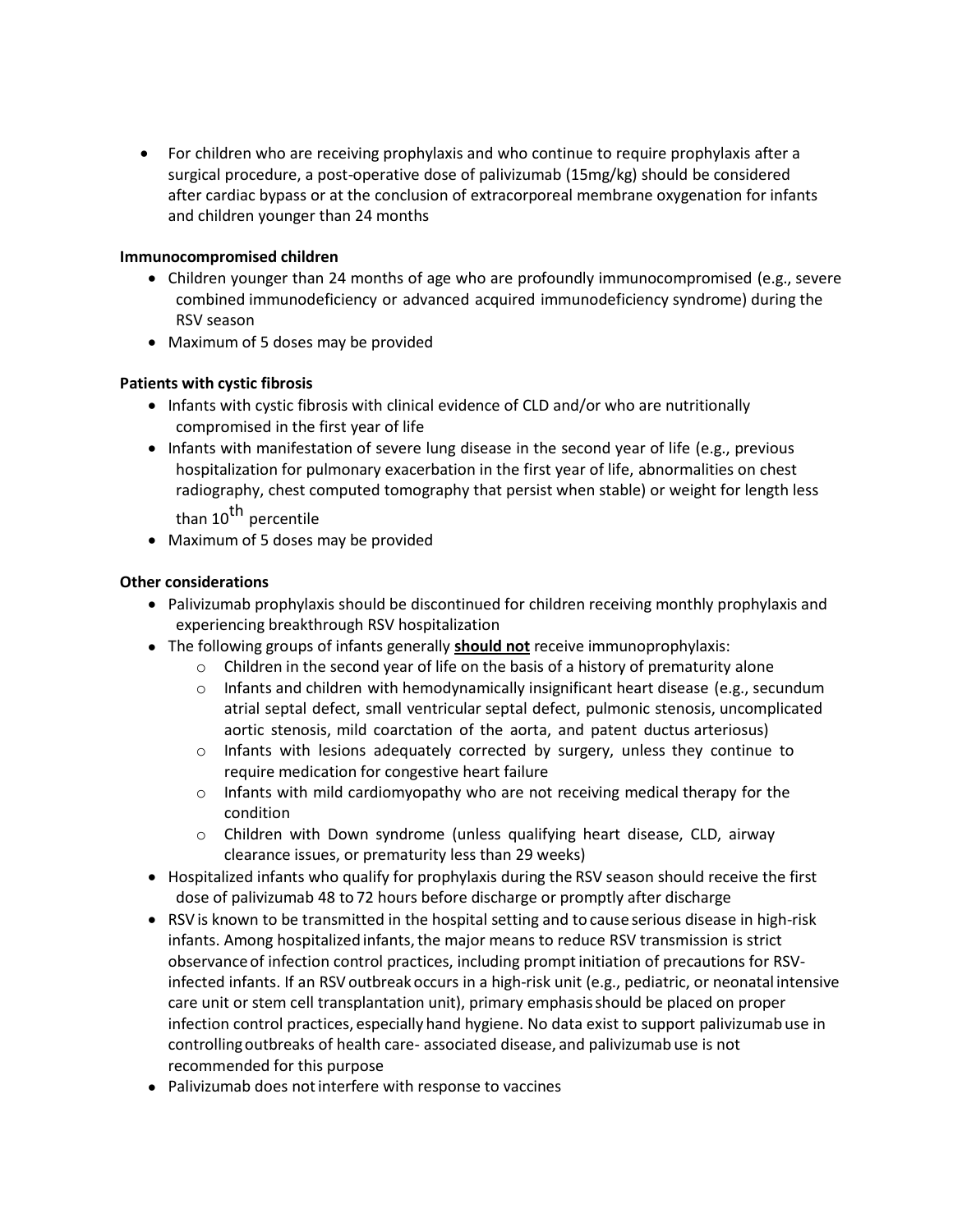- For children who are receiving prophylaxis and who continue to require prophylaxis after a surgical procedure, a post-operative dose of palivizumab (15mg/kg) should be considered after cardiac bypass or at the conclusion of extracorporeal membrane oxygenation for infants and children younger than 24 months

**Immunocompromised children**

- Children younger than 24 months of age who are profoundly immunocompromised (e.g., severe combined immunodeficiency or advanced acquired immunodeficiency syndrome) during the RSV season
- Maximum of 5 doses may be provided

**Patients with cystic fibrosis**

- Infants with cystic fibrosis with clinical evidence of CLD and/or who are nutritionally compromised in the first year of life
- Infants with manifestation of severe lung disease in the second year of life (e.g., previous hospitalization for pulmonary exacerbation in the first year of life, abnormalities on chest radiography, chest computed tomography that persist when stable) or weight for length less than 10$^{th}$ percentile
- Maximum of 5 doses may be provided

**Other considerations**

- Palivizumab prophylaxis should be discontinued for children receiving monthly prophylaxis and experiencing breakthrough RSV hospitalization
- The following groups of infants generally <u>**should not**</u> receive immunoprophylaxis:
  - Children in the second year of life on the basis of a history of prematurity alone
  - Infants and children with hemodynamically insignificant heart disease (e.g., secundum atrial septal defect, small ventricular septal defect, pulmonic stenosis, uncomplicated aortic stenosis, mild coarctation of the aorta, and patent ductus arteriosus)
  - Infants with lesions adequately corrected by surgery, unless they continue to require medication for congestive heart failure
  - Infants with mild cardiomyopathy who are not receiving medical therapy for the condition
  - Children with Down syndrome (unless qualifying heart disease, CLD, airway clearance issues, or prematurity less than 29 weeks)
- Hospitalized infants who qualify for prophylaxis during the RSV season should receive the first dose of palivizumab 48 to 72 hours before discharge or promptly after discharge
- RSV is known to be transmitted in the hospital setting and to cause serious disease in high-risk infants. Among hospitalized infants, the major means to reduce RSV transmission is strict observance of infection control practices, including prompt initiation of precautions for RSV-infected infants. If an RSV outbreak occurs in a high-risk unit (e.g., pediatric, or neonatal intensive care unit or stem cell transplantation unit), primary emphasis should be placed on proper infection control practices, especially hand hygiene. No data exist to support palivizumab use in controlling outbreaks of health care- associated disease, and palivizumab use is not recommended for this purpose
- Palivizumab does not interfere with response to vaccines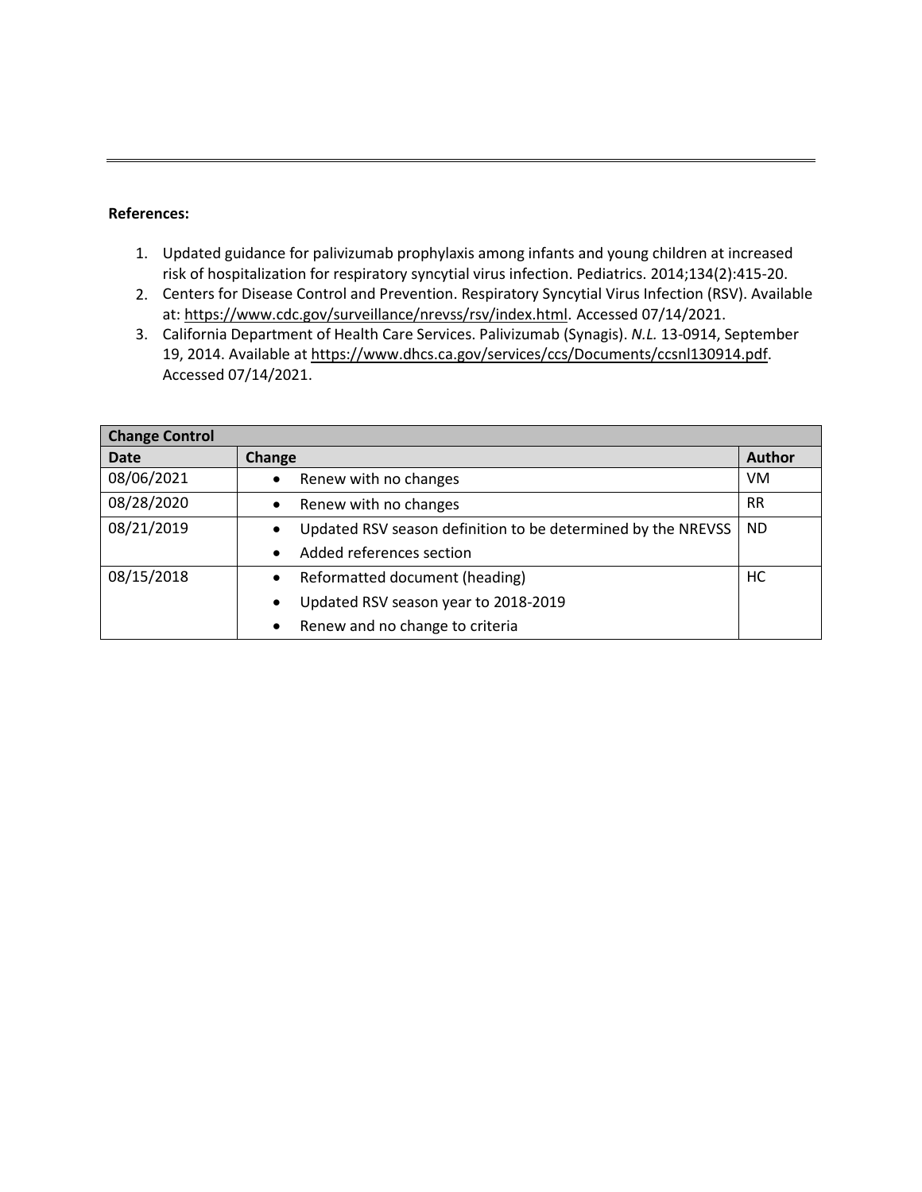**References:**

1. Updated guidance for palivizumab prophylaxis among infants and young children at increased risk of hospitalization for respiratory syncytial virus infection. Pediatrics. 2014;134(2):415-20.
2. Centers for Disease Control and Prevention. Respiratory Syncytial Virus Infection (RSV). Available at: https://www.cdc.gov/surveillance/nrevss/rsv/index.html. Accessed 07/14/2021.
3. California Department of Health Care Services. Palivizumab (Synagis). *N.L.* 13-0914, September 19, 2014. Available at https://www.dhcs.ca.gov/services/ccs/Documents/ccsnl130914.pdf. Accessed 07/14/2021.

| **Change Control** | | |
| --- | --- | --- |
| **Date** | **Change** | **Author** |
| 08/06/2021 | • Renew with no changes | VM |
| 08/28/2020 | • Renew with no changes | RR |
| 08/21/2019 | • Updated RSV season definition to be determined by the NREVSS<br>• Added references section | ND |
| 08/15/2018 | • Reformatted document (heading)<br>• Updated RSV season year to 2018-2019<br>• Renew and no change to criteria | HC |